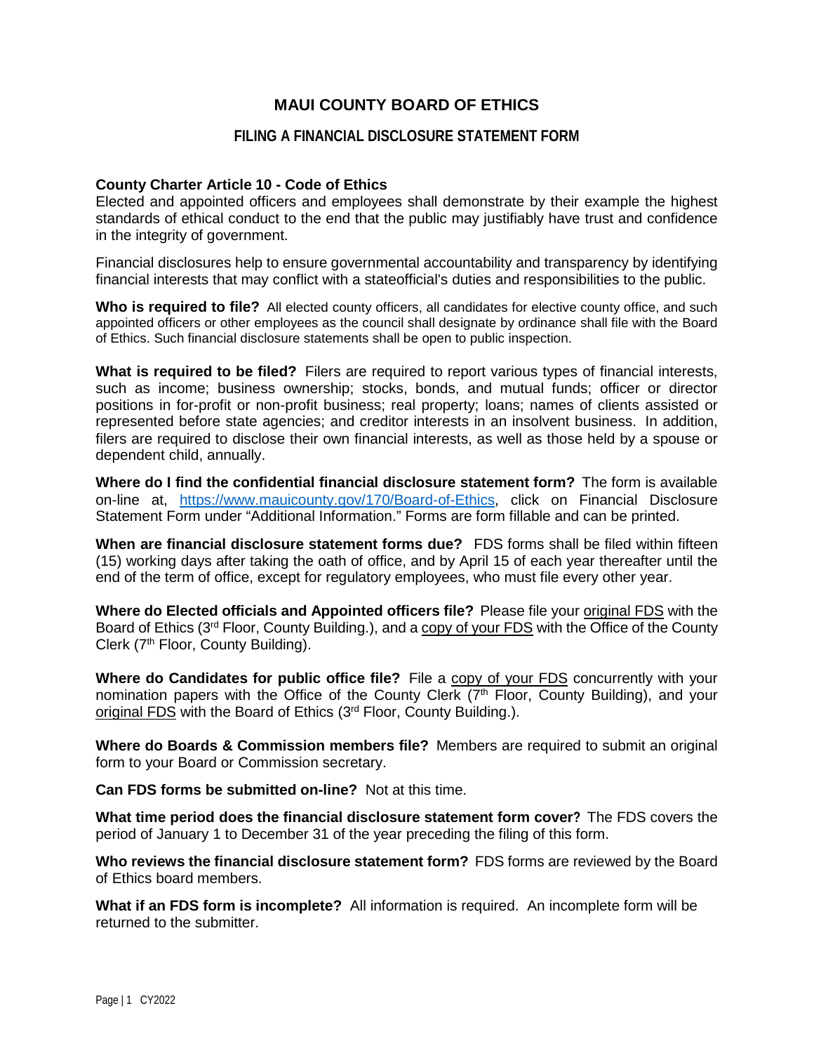# MAUI COUNTY BOARD OF ETHICS

## FILING A FINANCIAL DISCLOSURE STATEMENT FORM

**County Charter Article 10 - Code of Ethics**
Elected and appointed officers and employees shall demonstrate by their example the highest standards of ethical conduct to the end that the public may justifiably have trust and confidence in the integrity of government.

Financial disclosures help to ensure governmental accountability and transparency by identifying financial interests that may conflict with a stateofficial's duties and responsibilities to the public.

**Who is required to file?** All elected county officers, all candidates for elective county office, and such appointed officers or other employees as the council shall designate by ordinance shall file with the Board of Ethics. Such financial disclosure statements shall be open to public inspection.

**What is required to be filed?** Filers are required to report various types of financial interests, such as income; business ownership; stocks, bonds, and mutual funds; officer or director positions in for-profit or non-profit business; real property; loans; names of clients assisted or represented before state agencies; and creditor interests in an insolvent business. In addition, filers are required to disclose their own financial interests, as well as those held by a spouse or dependent child, annually.

**Where do I find the confidential financial disclosure statement form?** The form is available on-line at, https://www.mauicounty.gov/170/Board-of-Ethics, click on Financial Disclosure Statement Form under "Additional Information." Forms are form fillable and can be printed.

**When are financial disclosure statement forms due?** FDS forms shall be filed within fifteen (15) working days after taking the oath of office, and by April 15 of each year thereafter until the end of the term of office, except for regulatory employees, who must file every other year.

**Where do Elected officials and Appointed officers file?** Please file your original FDS with the Board of Ethics (3rd Floor, County Building.), and a copy of your FDS with the Office of the County Clerk (7th Floor, County Building).

**Where do Candidates for public office file?** File a copy of your FDS concurrently with your nomination papers with the Office of the County Clerk (7th Floor, County Building), and your original FDS with the Board of Ethics (3rd Floor, County Building.).

**Where do Boards & Commission members file?** Members are required to submit an original form to your Board or Commission secretary.

**Can FDS forms be submitted on-line?** Not at this time.

**What time period does the financial disclosure statement form cover?** The FDS covers the period of January 1 to December 31 of the year preceding the filing of this form.

**Who reviews the financial disclosure statement form?** FDS forms are reviewed by the Board of Ethics board members.

**What if an FDS form is incomplete?** All information is required. An incomplete form will be returned to the submitter.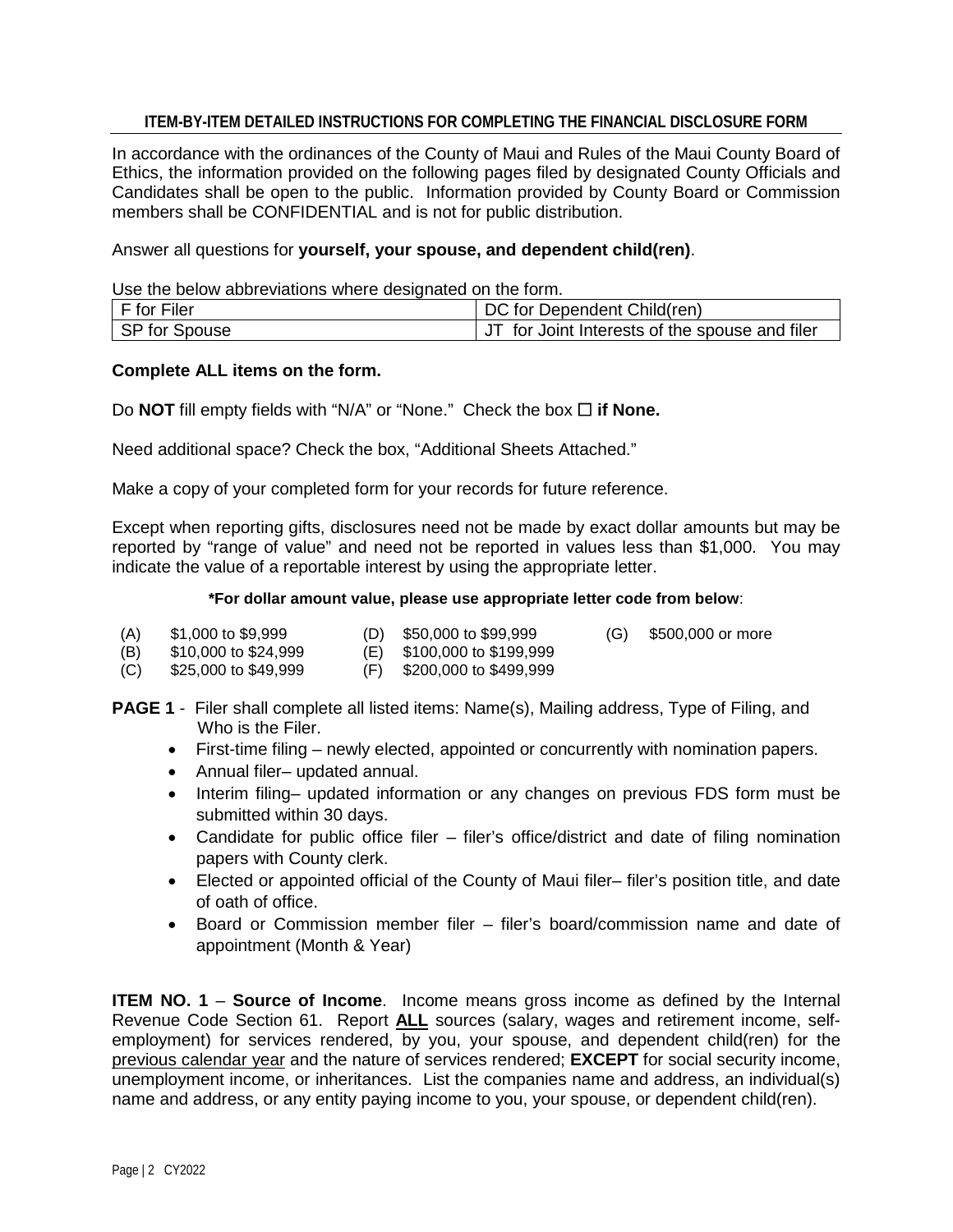## ITEM-BY-ITEM DETAILED INSTRUCTIONS FOR COMPLETING THE FINANCIAL DISCLOSURE FORM

In accordance with the ordinances of the County of Maui and Rules of the Maui County Board of Ethics, the information provided on the following pages filed by designated County Officials and Candidates shall be open to the public. Information provided by County Board or Commission members shall be CONFIDENTIAL and is not for public distribution.

Answer all questions for **yourself, your spouse, and dependent child(ren)**.

Use the below abbreviations where designated on the form.

| F for Filer | DC for Dependent Child(ren) |
|---|---|
| SP for Spouse | JT for Joint Interests of the spouse and filer |

**Complete ALL items on the form.**

Do **NOT** fill empty fields with "N/A" or "None." Check the box ☐ **if None.**

Need additional space? Check the box, "Additional Sheets Attached."

Make a copy of your completed form for your records for future reference.

Except when reporting gifts, disclosures need not be made by exact dollar amounts but may be reported by "range of value" and need not be reported in values less than $1,000. You may indicate the value of a reportable interest by using the appropriate letter.

**\*For dollar amount value, please use appropriate letter code from below**:

| | | | | | |
|---|---|---|---|---|---|
| (A) | $1,000 to $9,999 | (D) | $50,000 to $99,999 | (G) | $500,000 or more |
| (B) | $10,000 to $24,999 | (E) | $100,000 to $199,999 | | |
| (C) | $25,000 to $49,999 | (F) | $200,000 to $499,999 | | |

**PAGE 1** - Filer shall complete all listed items: Name(s), Mailing address, Type of Filing, and Who is the Filer.

- First-time filing – newly elected, appointed or concurrently with nomination papers.
- Annual filer– updated annual.
- Interim filing– updated information or any changes on previous FDS form must be submitted within 30 days.
- Candidate for public office filer – filer's office/district and date of filing nomination papers with County clerk.
- Elected or appointed official of the County of Maui filer– filer's position title, and date of oath of office.
- Board or Commission member filer – filer's board/commission name and date of appointment (Month & Year)

**ITEM NO. 1** – **Source of Income**. Income means gross income as defined by the Internal Revenue Code Section 61. Report **ALL** sources (salary, wages and retirement income, self-employment) for services rendered, by you, your spouse, and dependent child(ren) for the previous calendar year and the nature of services rendered; **EXCEPT** for social security income, unemployment income, or inheritances. List the companies name and address, an individual(s) name and address, or any entity paying income to you, your spouse, or dependent child(ren).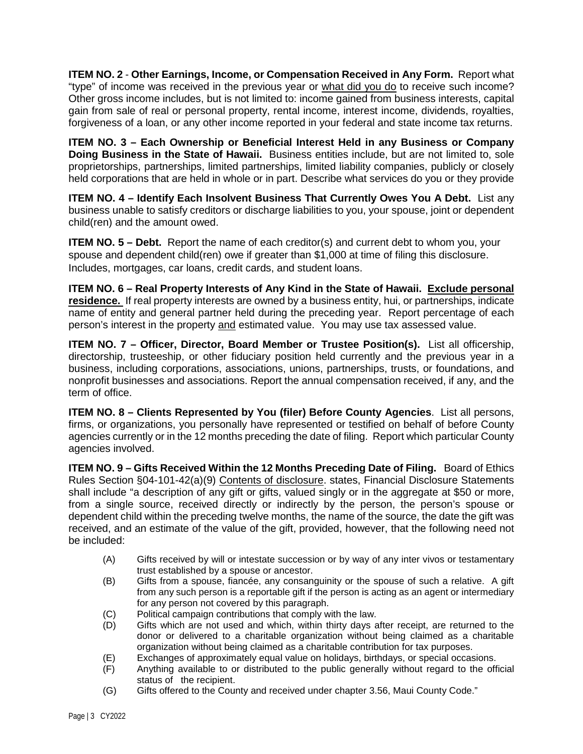**ITEM NO. 2** - **Other Earnings, Income, or Compensation Received in Any Form.** Report what "type" of income was received in the previous year or what did you do to receive such income? Other gross income includes, but is not limited to: income gained from business interests, capital gain from sale of real or personal property, rental income, interest income, dividends, royalties, forgiveness of a loan, or any other income reported in your federal and state income tax returns.

**ITEM NO. 3 – Each Ownership or Beneficial Interest Held in any Business or Company Doing Business in the State of Hawaii.** Business entities include, but are not limited to, sole proprietorships, partnerships, limited partnerships, limited liability companies, publicly or closely held corporations that are held in whole or in part. Describe what services do you or they provide

**ITEM NO. 4 – Identify Each Insolvent Business That Currently Owes You A Debt.** List any business unable to satisfy creditors or discharge liabilities to you, your spouse, joint or dependent child(ren) and the amount owed.

**ITEM NO. 5 – Debt.** Report the name of each creditor(s) and current debt to whom you, your spouse and dependent child(ren) owe if greater than $1,000 at time of filing this disclosure. Includes, mortgages, car loans, credit cards, and student loans.

**ITEM NO. 6 – Real Property Interests of Any Kind in the State of Hawaii. Exclude personal residence.** If real property interests are owned by a business entity, hui, or partnerships, indicate name of entity and general partner held during the preceding year. Report percentage of each person's interest in the property and estimated value. You may use tax assessed value.

**ITEM NO. 7 – Officer, Director, Board Member or Trustee Position(s).** List all officership, directorship, trusteeship, or other fiduciary position held currently and the previous year in a business, including corporations, associations, unions, partnerships, trusts, or foundations, and nonprofit businesses and associations. Report the annual compensation received, if any, and the term of office.

**ITEM NO. 8 – Clients Represented by You (filer) Before County Agencies**. List all persons, firms, or organizations, you personally have represented or testified on behalf of before County agencies currently or in the 12 months preceding the date of filing. Report which particular County agencies involved.

**ITEM NO. 9 – Gifts Received Within the 12 Months Preceding Date of Filing.** Board of Ethics Rules Section §04-101-42(a)(9) Contents of disclosure. states, Financial Disclosure Statements shall include "a description of any gift or gifts, valued singly or in the aggregate at $50 or more, from a single source, received directly or indirectly by the person, the person's spouse or dependent child within the preceding twelve months, the name of the source, the date the gift was received, and an estimate of the value of the gift, provided, however, that the following need not be included:

- (A) Gifts received by will or intestate succession or by way of any inter vivos or testamentary trust established by a spouse or ancestor.
- (B) Gifts from a spouse, fiancée, any consanguinity or the spouse of such a relative. A gift from any such person is a reportable gift if the person is acting as an agent or intermediary for any person not covered by this paragraph.
- (C) Political campaign contributions that comply with the law.
- (D) Gifts which are not used and which, within thirty days after receipt, are returned to the donor or delivered to a charitable organization without being claimed as a charitable organization without being claimed as a charitable contribution for tax purposes.
- (E) Exchanges of approximately equal value on holidays, birthdays, or special occasions.
- (F) Anything available to or distributed to the public generally without regard to the official status of the recipient.
- (G) Gifts offered to the County and received under chapter 3.56, Maui County Code."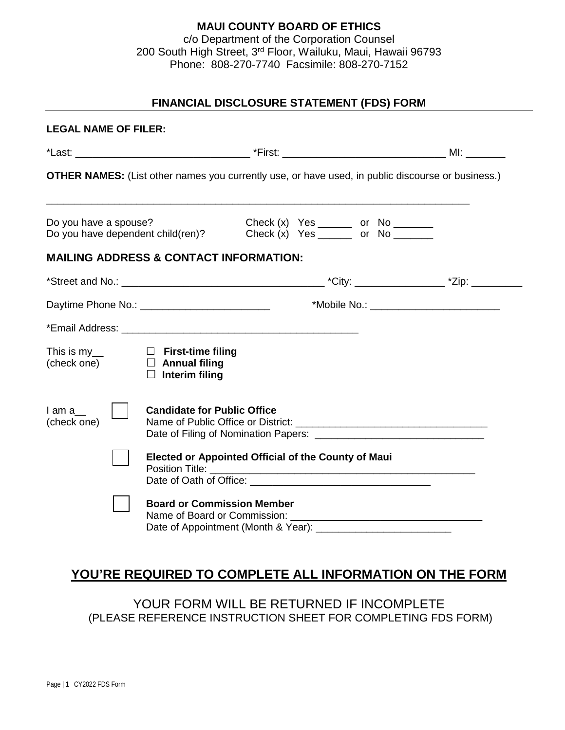**MAUI COUNTY BOARD OF ETHICS**
c/o Department of the Corporation Counsel
200 South High Street, 3rd Floor, Wailuku, Maui, Hawaii 96793
Phone: 808-270-7740 Facsimile: 808-270-7152

## FINANCIAL DISCLOSURE STATEMENT (FDS) FORM

**LEGAL NAME OF FILER:**

*Last: ______________________________ *First: ____________________________ MI: _______

**OTHER NAMES:** (List other names you currently use, or have used, in public discourse or business.)

___________________________________________________________________________

Do you have a spouse? Check (x) Yes ______ or No _______
Do you have dependent child(ren)? Check (x) Yes ______ or No _______

**MAILING ADDRESS & CONTACT INFORMATION:**

*Street and No.: ___________________________________ *City: _______________ *Zip: _________

Daytime Phone No.: _______________________ *Mobile No.: _______________________

*Email Address: __________________________________________

This is my__ (check one)
- ☐ **First-time filing**
- ☐ **Annual filing**
- ☐ **Interim filing**

I am a__ (check one)

☐ **Candidate for Public Office**
Name of Public Office or District: _________________________________
Date of Filing of Nomination Papers: ______________________________

☐ **Elected or Appointed Official of the County of Maui**
Position Title: ________________________________________________
Date of Oath of Office: ________________________________

☐ **Board or Commission Member**
Name of Board or Commission: _________________________________
Date of Appointment (Month & Year): _______________________

## YOU'RE REQUIRED TO COMPLETE ALL INFORMATION ON THE FORM

YOUR FORM WILL BE RETURNED IF INCOMPLETE
(PLEASE REFERENCE INSTRUCTION SHEET FOR COMPLETING FDS FORM)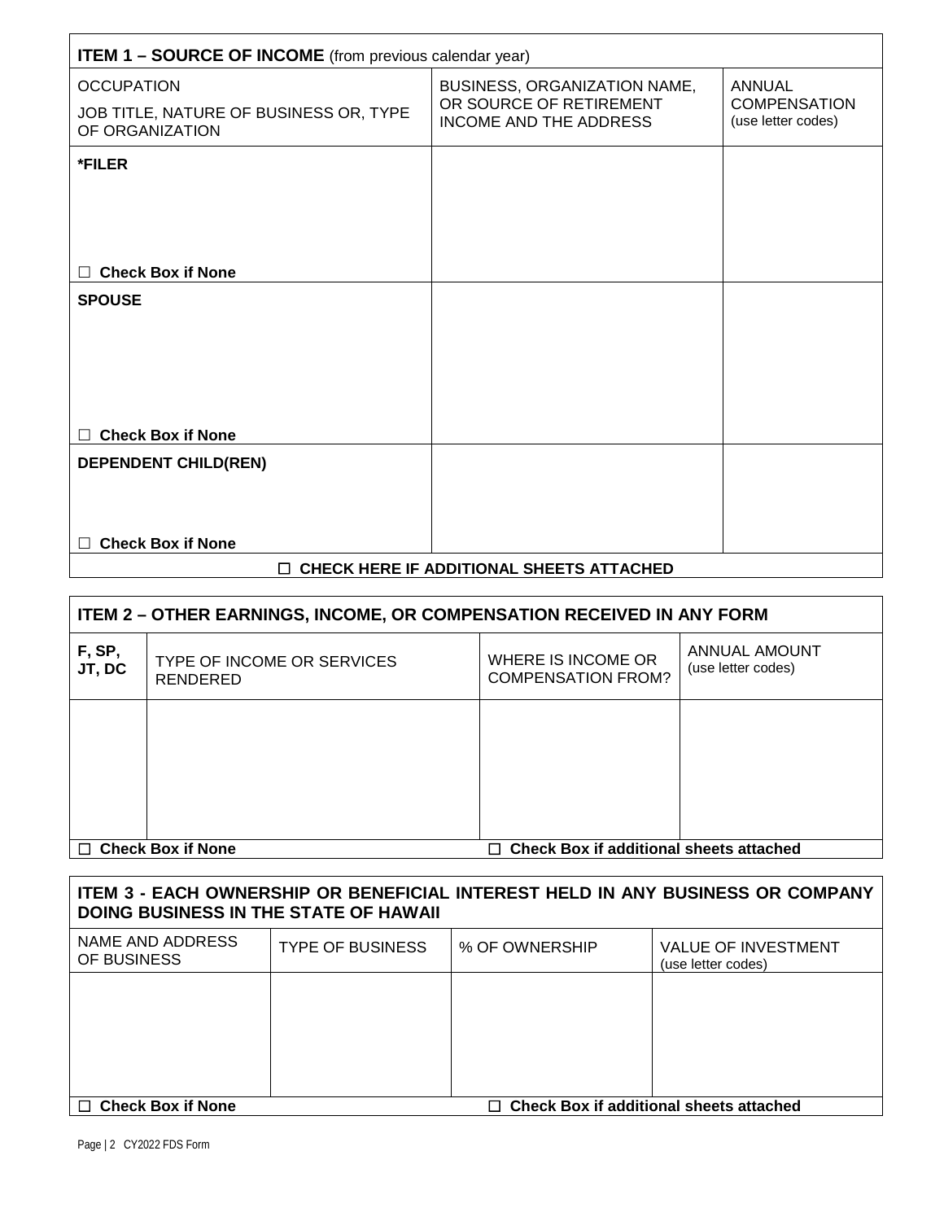## ITEM 1 – SOURCE OF INCOME (from previous calendar year)

| OCCUPATION<br>JOB TITLE, NATURE OF BUSINESS OR, TYPE OF ORGANIZATION | BUSINESS, ORGANIZATION NAME, OR SOURCE OF RETIREMENT INCOME AND THE ADDRESS | ANNUAL COMPENSATION (use letter codes) |
|---|---|---|
| ***FILER**<br><br>☐ **Check Box if None** | | |
| **SPOUSE**<br><br>☐ **Check Box if None** | | |
| **DEPENDENT CHILD(REN)**<br><br>☐ **Check Box if None** | | |

☐ **CHECK HERE IF ADDITIONAL SHEETS ATTACHED**

## ITEM 2 – OTHER EARNINGS, INCOME, OR COMPENSATION RECEIVED IN ANY FORM

| F, SP, JT, DC | TYPE OF INCOME OR SERVICES RENDERED | WHERE IS INCOME OR COMPENSATION FROM? | ANNUAL AMOUNT (use letter codes) |
|---|---|---|---|
| | | | |

☐ **Check Box if None** ☐ **Check Box if additional sheets attached**

## ITEM 3 - EACH OWNERSHIP OR BENEFICIAL INTEREST HELD IN ANY BUSINESS OR COMPANY DOING BUSINESS IN THE STATE OF HAWAII

| NAME AND ADDRESS OF BUSINESS | TYPE OF BUSINESS | % OF OWNERSHIP | VALUE OF INVESTMENT (use letter codes) |
|---|---|---|---|
| | | | |

☐ **Check Box if None** ☐ **Check Box if additional sheets attached**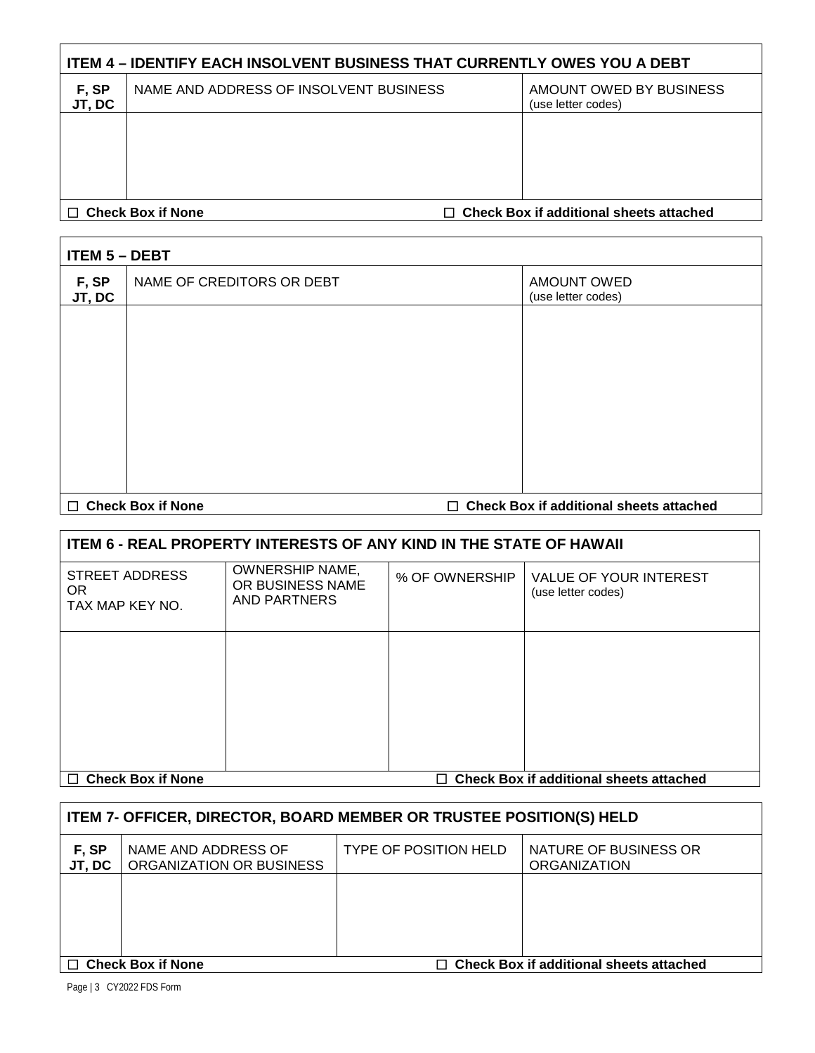## ITEM 4 – IDENTIFY EACH INSOLVENT BUSINESS THAT CURRENTLY OWES YOU A DEBT

| F, SP JT, DC | NAME AND ADDRESS OF INSOLVENT BUSINESS | AMOUNT OWED BY BUSINESS (use letter codes) |
|---|---|---|
| | | |

☐ **Check Box if None** ☐ **Check Box if additional sheets attached**

## ITEM 5 – DEBT

| F, SP JT, DC | NAME OF CREDITORS OR DEBT | AMOUNT OWED (use letter codes) |
|---|---|---|
| | | |

☐ **Check Box if None** ☐ **Check Box if additional sheets attached**

## ITEM 6 - REAL PROPERTY INTERESTS OF ANY KIND IN THE STATE OF HAWAII

| STREET ADDRESS OR TAX MAP KEY NO. | OWNERSHIP NAME, OR BUSINESS NAME AND PARTNERS | % OF OWNERSHIP | VALUE OF YOUR INTEREST (use letter codes) |
|---|---|---|---|
| | | | |

☐ **Check Box if None** ☐ **Check Box if additional sheets attached**

## ITEM 7- OFFICER, DIRECTOR, BOARD MEMBER OR TRUSTEE POSITION(S) HELD

| F, SP JT, DC | NAME AND ADDRESS OF ORGANIZATION OR BUSINESS | TYPE OF POSITION HELD | NATURE OF BUSINESS OR ORGANIZATION |
|---|---|---|---|
| | | | |

☐ **Check Box if None** ☐ **Check Box if additional sheets attached**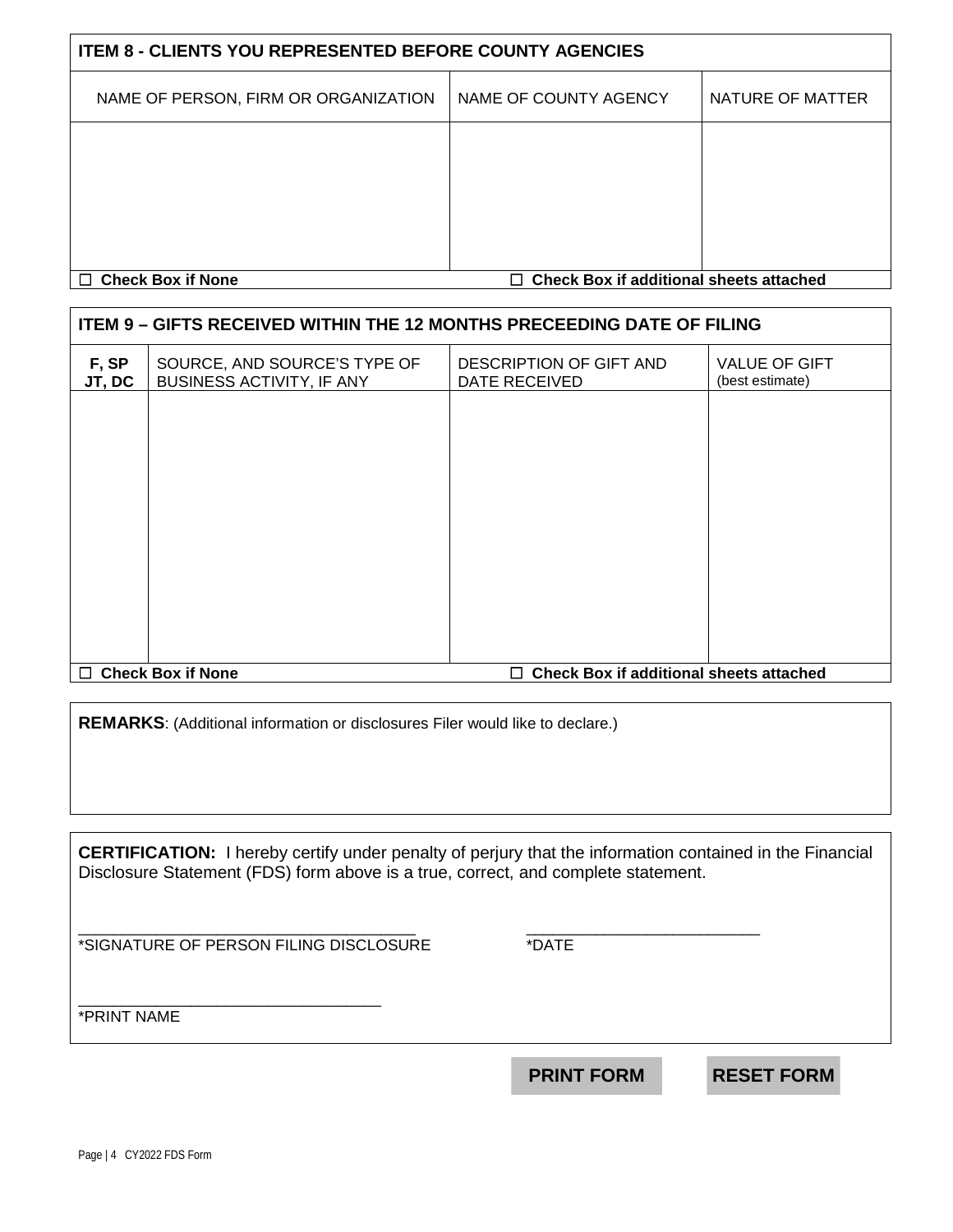| ITEM 8 - CLIENTS YOU REPRESENTED BEFORE COUNTY AGENCIES | | |
|---|---|---|
| NAME OF PERSON, FIRM OR ORGANIZATION | NAME OF COUNTY AGENCY | NATURE OF MATTER |
| | | |

☐ **Check Box if None** ☐ **Check Box if additional sheets attached**

| ITEM 9 – GIFTS RECEIVED WITHIN THE 12 MONTHS PRECEEDING DATE OF FILING | | | |
|---|---|---|---|
| **F, SP JT, DC** | SOURCE, AND SOURCE'S TYPE OF BUSINESS ACTIVITY, IF ANY | DESCRIPTION OF GIFT AND DATE RECEIVED | VALUE OF GIFT (best estimate) |
| | | | |

☐ **Check Box if None** ☐ **Check Box if additional sheets attached**

**REMARKS**: (Additional information or disclosures Filer would like to declare.)

**CERTIFICATION:** I hereby certify under penalty of perjury that the information contained in the Financial Disclosure Statement (FDS) form above is a true, correct, and complete statement.

_____________________________________ *SIGNATURE OF PERSON FILING DISCLOSURE

_________________________ *DATE

_________________________________ *PRINT NAME

**PRINT FORM** **RESET FORM**

CY2022 FDS Form